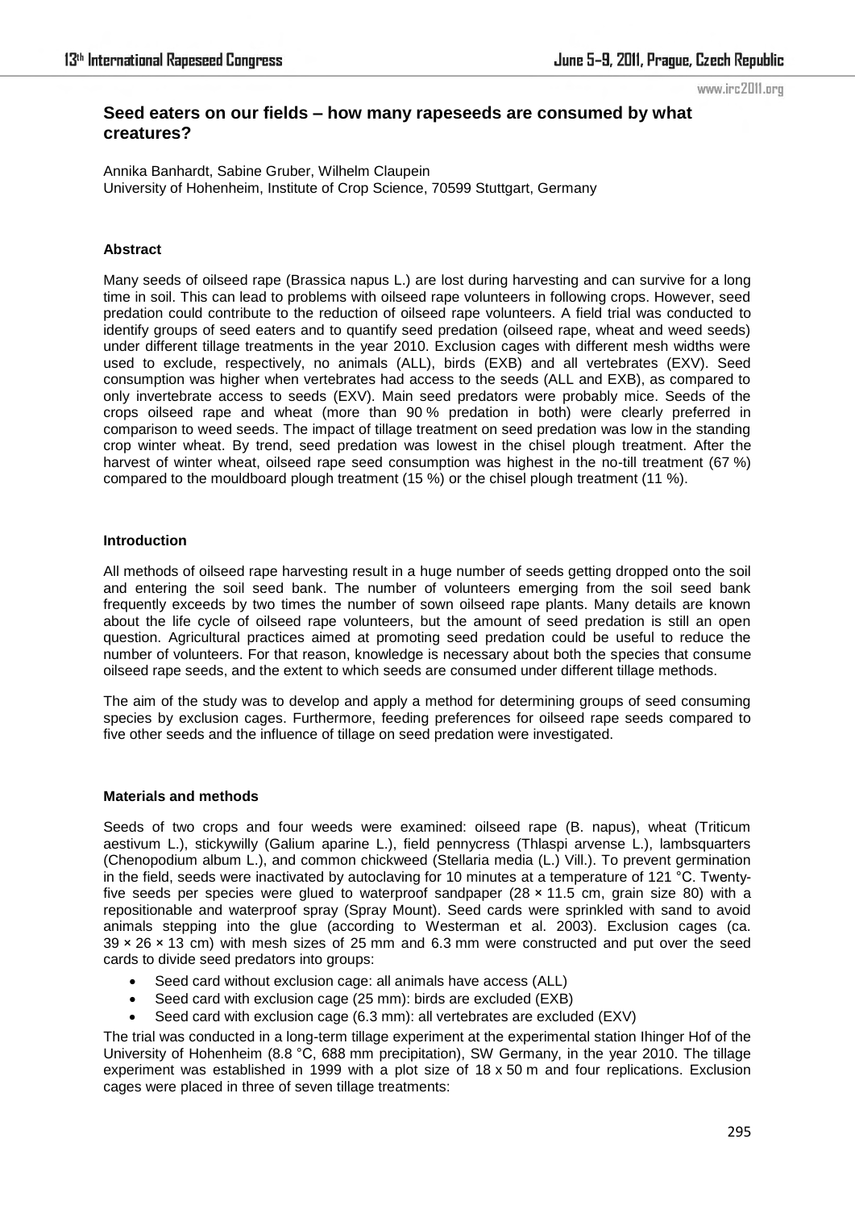## Seed eaters on our fields – how many rapeseeds are consumed by what creatures?

Annika Banhardt, Sabine Gruber, Wilhelm Claupein
University of Hohenheim, Institute of Crop Science, 70599 Stuttgart, Germany

### Abstract

Many seeds of oilseed rape (Brassica napus L.) are lost during harvesting and can survive for a long time in soil. This can lead to problems with oilseed rape volunteers in following crops. However, seed predation could contribute to the reduction of oilseed rape volunteers. A field trial was conducted to identify groups of seed eaters and to quantify seed predation (oilseed rape, wheat and weed seeds) under different tillage treatments in the year 2010. Exclusion cages with different mesh widths were used to exclude, respectively, no animals (ALL), birds (EXB) and all vertebrates (EXV). Seed consumption was higher when vertebrates had access to the seeds (ALL and EXB), as compared to only invertebrate access to seeds (EXV). Main seed predators were probably mice. Seeds of the crops oilseed rape and wheat (more than 90 % predation in both) were clearly preferred in comparison to weed seeds. The impact of tillage treatment on seed predation was low in the standing crop winter wheat. By trend, seed predation was lowest in the chisel plough treatment. After the harvest of winter wheat, oilseed rape seed consumption was highest in the no-till treatment (67 %) compared to the mouldboard plough treatment (15 %) or the chisel plough treatment (11 %).

### Introduction

All methods of oilseed rape harvesting result in a huge number of seeds getting dropped onto the soil and entering the soil seed bank. The number of volunteers emerging from the soil seed bank frequently exceeds by two times the number of sown oilseed rape plants. Many details are known about the life cycle of oilseed rape volunteers, but the amount of seed predation is still an open question. Agricultural practices aimed at promoting seed predation could be useful to reduce the number of volunteers. For that reason, knowledge is necessary about both the species that consume oilseed rape seeds, and the extent to which seeds are consumed under different tillage methods.

The aim of the study was to develop and apply a method for determining groups of seed consuming species by exclusion cages. Furthermore, feeding preferences for oilseed rape seeds compared to five other seeds and the influence of tillage on seed predation were investigated.

### Materials and methods

Seeds of two crops and four weeds were examined: oilseed rape (B. napus), wheat (Triticum aestivum L.), stickywilly (Galium aparine L.), field pennycress (Thlaspi arvense L.), lambsquarters (Chenopodium album L.), and common chickweed (Stellaria media (L.) Vill.). To prevent germination in the field, seeds were inactivated by autoclaving for 10 minutes at a temperature of 121 °C. Twenty-five seeds per species were glued to waterproof sandpaper (28 × 11.5 cm, grain size 80) with a repositionable and waterproof spray (Spray Mount). Seed cards were sprinkled with sand to avoid animals stepping into the glue (according to Westerman et al. 2003). Exclusion cages (ca. 39 × 26 × 13 cm) with mesh sizes of 25 mm and 6.3 mm were constructed and put over the seed cards to divide seed predators into groups:

- Seed card without exclusion cage: all animals have access (ALL)
- Seed card with exclusion cage (25 mm): birds are excluded (EXB)
- Seed card with exclusion cage (6.3 mm): all vertebrates are excluded (EXV)

The trial was conducted in a long-term tillage experiment at the experimental station Ihinger Hof of the University of Hohenheim (8.8 °C, 688 mm precipitation), SW Germany, in the year 2010. The tillage experiment was established in 1999 with a plot size of 18 x 50 m and four replications. Exclusion cages were placed in three of seven tillage treatments: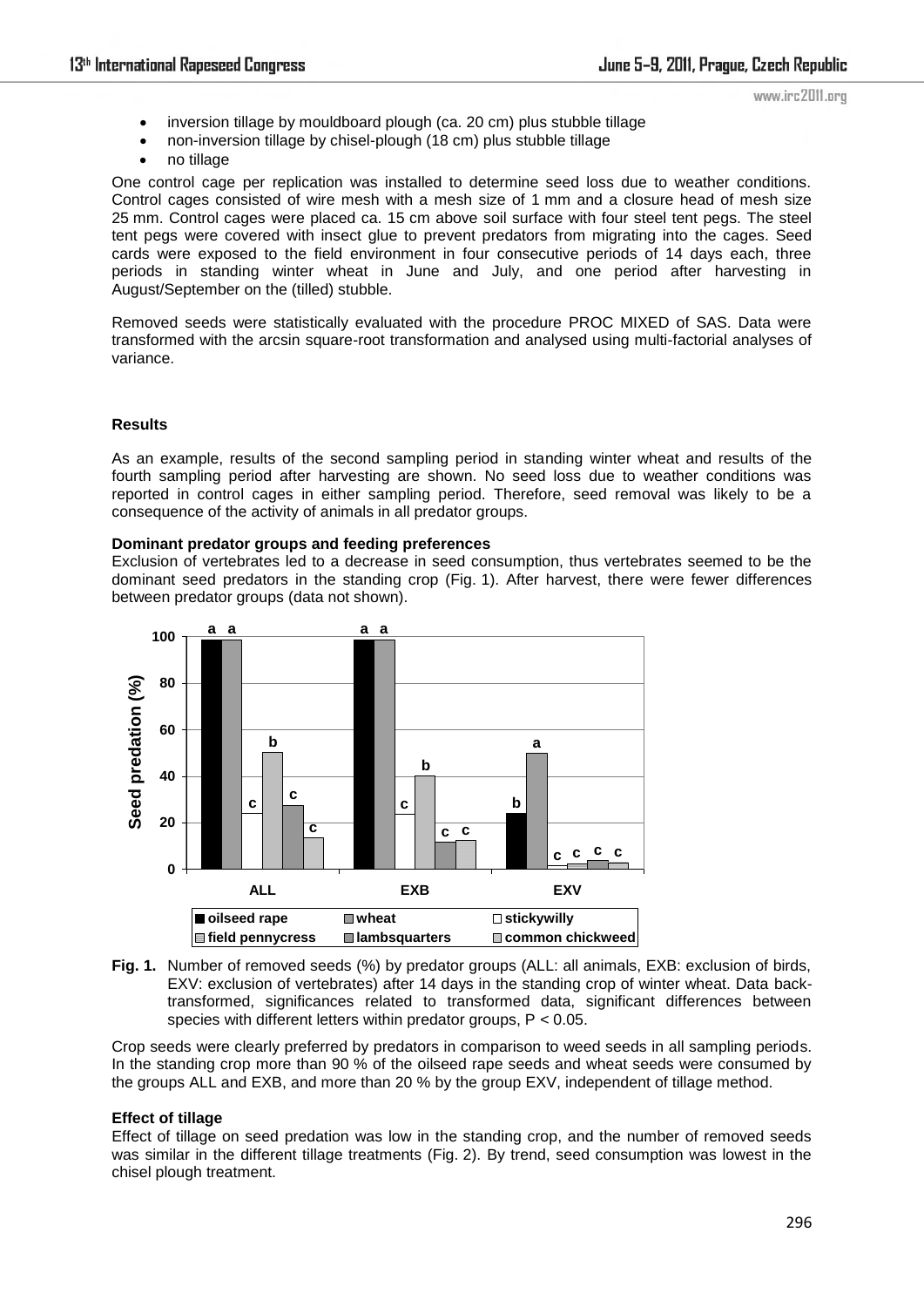- inversion tillage by mouldboard plough (ca. 20 cm) plus stubble tillage
- non-inversion tillage by chisel-plough (18 cm) plus stubble tillage
- no tillage

One control cage per replication was installed to determine seed loss due to weather conditions. Control cages consisted of wire mesh with a mesh size of 1 mm and a closure head of mesh size 25 mm. Control cages were placed ca. 15 cm above soil surface with four steel tent pegs. The steel tent pegs were covered with insect glue to prevent predators from migrating into the cages. Seed cards were exposed to the field environment in four consecutive periods of 14 days each, three periods in standing winter wheat in June and July, and one period after harvesting in August/September on the (tilled) stubble.

Removed seeds were statistically evaluated with the procedure PROC MIXED of SAS. Data were transformed with the arcsin square-root transformation and analysed using multi-factorial analyses of variance.

## Results

As an example, results of the second sampling period in standing winter wheat and results of the fourth sampling period after harvesting are shown. No seed loss due to weather conditions was reported in control cages in either sampling period. Therefore, seed removal was likely to be a consequence of the activity of animals in all predator groups.

### Dominant predator groups and feeding preferences

Exclusion of vertebrates led to a decrease in seed consumption, thus vertebrates seemed to be the dominant seed predators in the standing crop (Fig. 1). After harvest, there were fewer differences between predator groups (data not shown).

**Fig. 1.** Number of removed seeds (%) by predator groups (ALL: all animals, EXB: exclusion of birds, EXV: exclusion of vertebrates) after 14 days in the standing crop of winter wheat. Data back-transformed, significances related to transformed data, significant differences between species with different letters within predator groups, $P < 0.05$.

Crop seeds were clearly preferred by predators in comparison to weed seeds in all sampling periods. In the standing crop more than 90 % of the oilseed rape seeds and wheat seeds were consumed by the groups ALL and EXB, and more than 20 % by the group EXV, independent of tillage method.

### Effect of tillage

Effect of tillage on seed predation was low in the standing crop, and the number of removed seeds was similar in the different tillage treatments (Fig. 2). By trend, seed consumption was lowest in the chisel plough treatment.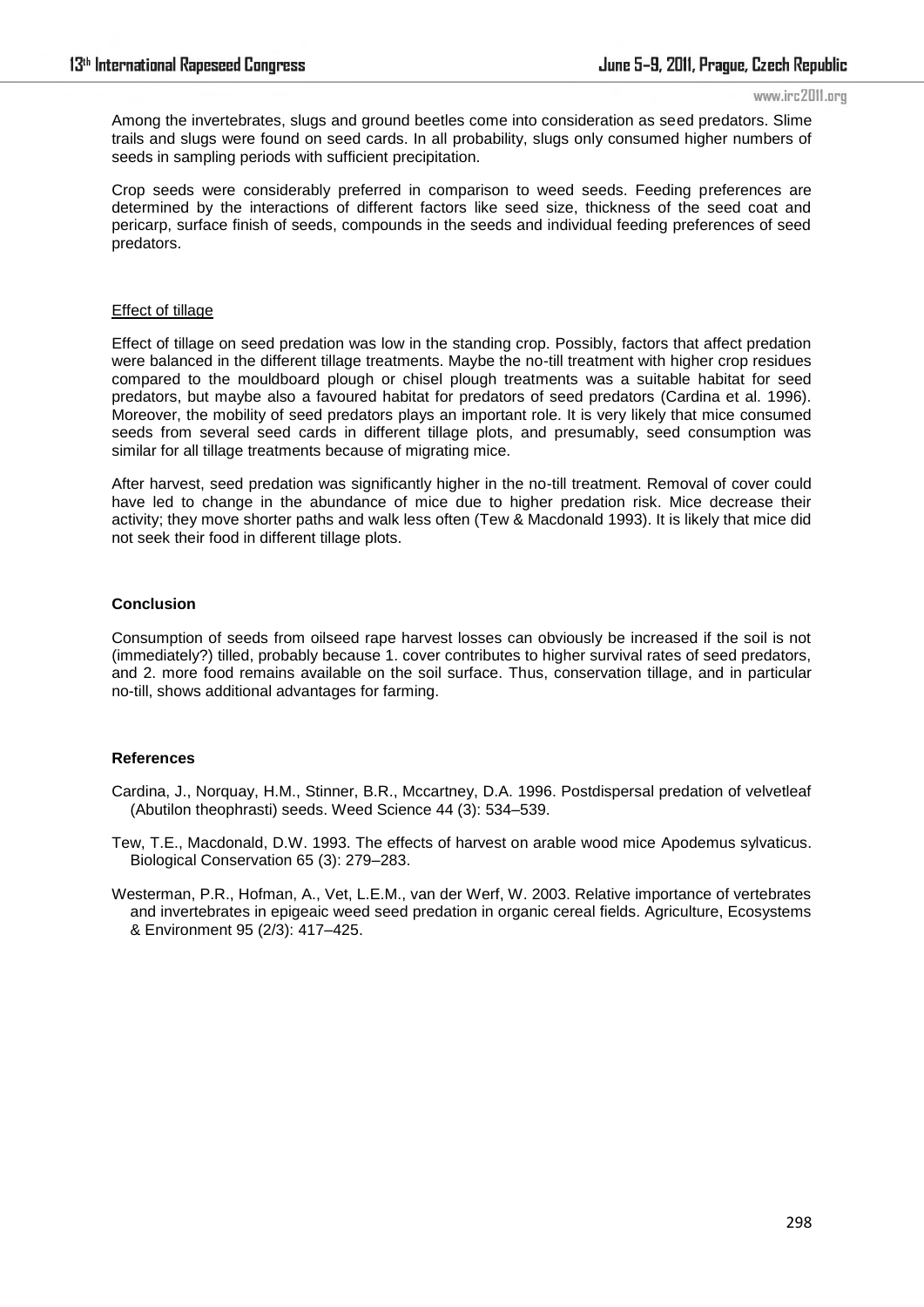Among the invertebrates, slugs and ground beetles come into consideration as seed predators. Slime trails and slugs were found on seed cards. In all probability, slugs only consumed higher numbers of seeds in sampling periods with sufficient precipitation.

Crop seeds were considerably preferred in comparison to weed seeds. Feeding preferences are determined by the interactions of different factors like seed size, thickness of the seed coat and pericarp, surface finish of seeds, compounds in the seeds and individual feeding preferences of seed predators.

Effect of tillage

Effect of tillage on seed predation was low in the standing crop. Possibly, factors that affect predation were balanced in the different tillage treatments. Maybe the no-till treatment with higher crop residues compared to the mouldboard plough or chisel plough treatments was a suitable habitat for seed predators, but maybe also a favoured habitat for predators of seed predators (Cardina et al. 1996). Moreover, the mobility of seed predators plays an important role. It is very likely that mice consumed seeds from several seed cards in different tillage plots, and presumably, seed consumption was similar for all tillage treatments because of migrating mice.

After harvest, seed predation was significantly higher in the no-till treatment. Removal of cover could have led to change in the abundance of mice due to higher predation risk. Mice decrease their activity; they move shorter paths and walk less often (Tew & Macdonald 1993). It is likely that mice did not seek their food in different tillage plots.

## Conclusion

Consumption of seeds from oilseed rape harvest losses can obviously be increased if the soil is not (immediately?) tilled, probably because 1. cover contributes to higher survival rates of seed predators, and 2. more food remains available on the soil surface. Thus, conservation tillage, and in particular no-till, shows additional advantages for farming.

## References

Cardina, J., Norquay, H.M., Stinner, B.R., Mccartney, D.A. 1996. Postdispersal predation of velvetleaf (Abutilon theophrasti) seeds. Weed Science 44 (3): 534–539.

Tew, T.E., Macdonald, D.W. 1993. The effects of harvest on arable wood mice Apodemus sylvaticus. Biological Conservation 65 (3): 279–283.

Westerman, P.R., Hofman, A., Vet, L.E.M., van der Werf, W. 2003. Relative importance of vertebrates and invertebrates in epigeaic weed seed predation in organic cereal fields. Agriculture, Ecosystems & Environment 95 (2/3): 417–425.